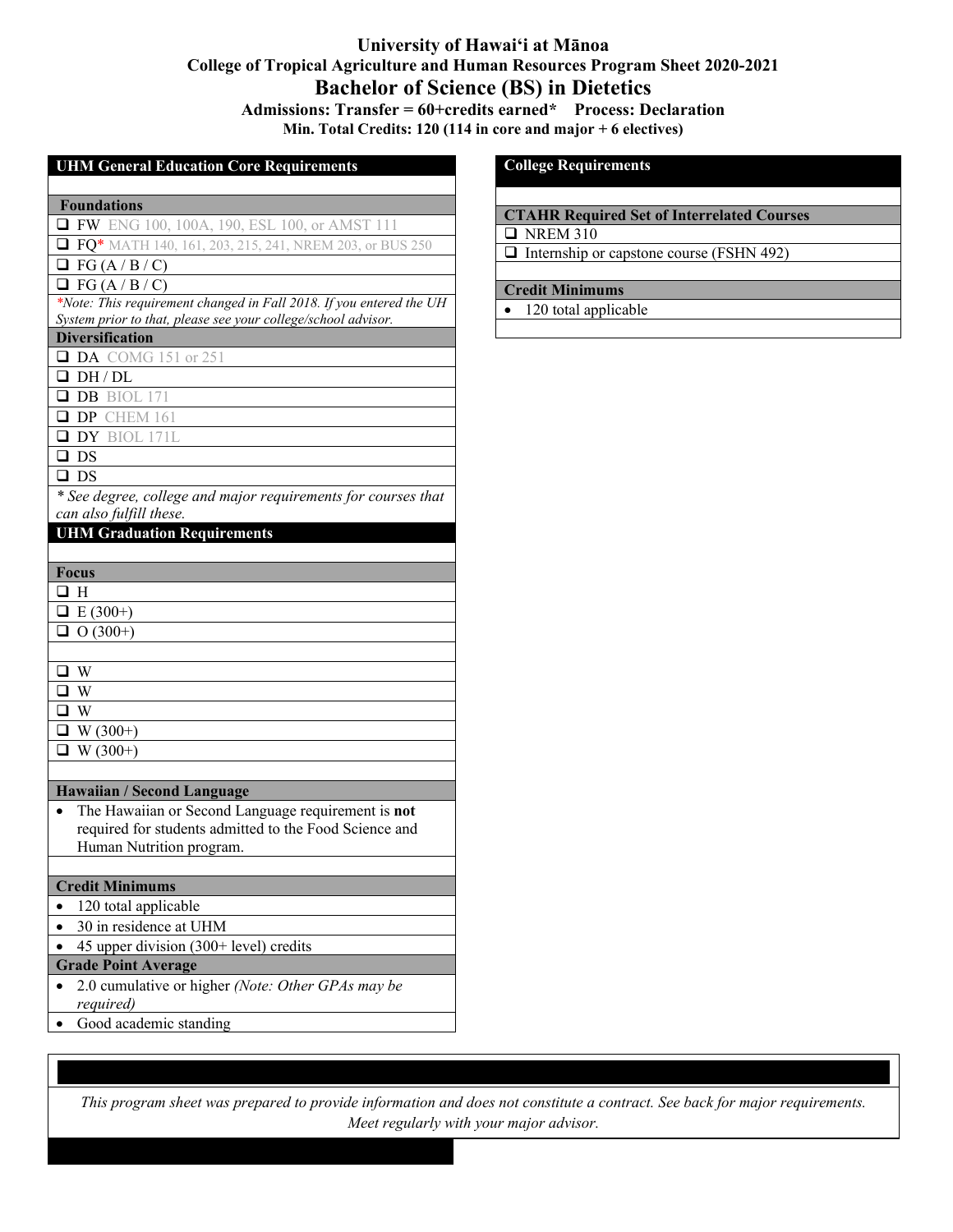# University of Hawaiʻi at Mānoa

## College of Tropical Agriculture and Human Resources Program Sheet 2020-2021

## Bachelor of Science (BS) in Dietetics

**Admissions: Transfer = 60+credits earned* Process: Declaration**

**Min. Total Credits: 120 (114 in core and major + 6 electives)**

### UHM General Education Core Requirements

**Foundations**

- ❑ FW ENG 100, 100A, 190, ESL 100, or AMST 111
- ❑ FQ* MATH 140, 161, 203, 215, 241, NREM 203, or BUS 250
- ❑ FG (A / B / C)
- ❑ FG (A / B / C)

*\*Note: This requirement changed in Fall 2018. If you entered the UH System prior to that, please see your college/school advisor.*

**Diversification**

- ❑ DA COMG 151 or 251
- ❑ DH / DL
- ❑ DB BIOL 171
- ❑ DP CHEM 161
- ❑ DY BIOL 171L
- ❑ DS
- ❑ DS

*\* See degree, college and major requirements for courses that can also fulfill these.*

### UHM Graduation Requirements

**Focus**

- ❑ H
- ❑ E (300+)
- ❑ O (300+)

- ❑ W
- ❑ W
- ❑ W
- ❑ W (300+)
- ❑ W (300+)

**Hawaiian / Second Language**

- The Hawaiian or Second Language requirement is **not** required for students admitted to the Food Science and Human Nutrition program.

**Credit Minimums**

- 120 total applicable
- 30 in residence at UHM
- 45 upper division (300+ level) credits

**Grade Point Average**

- 2.0 cumulative or higher *(Note: Other GPAs may be required)*
- Good academic standing

### College Requirements

**CTAHR Required Set of Interrelated Courses**

- ❑ NREM 310
- ❑ Internship or capstone course (FSHN 492)

**Credit Minimums**

- 120 total applicable

*This program sheet was prepared to provide information and does not constitute a contract. See back for major requirements. Meet regularly with your major advisor.*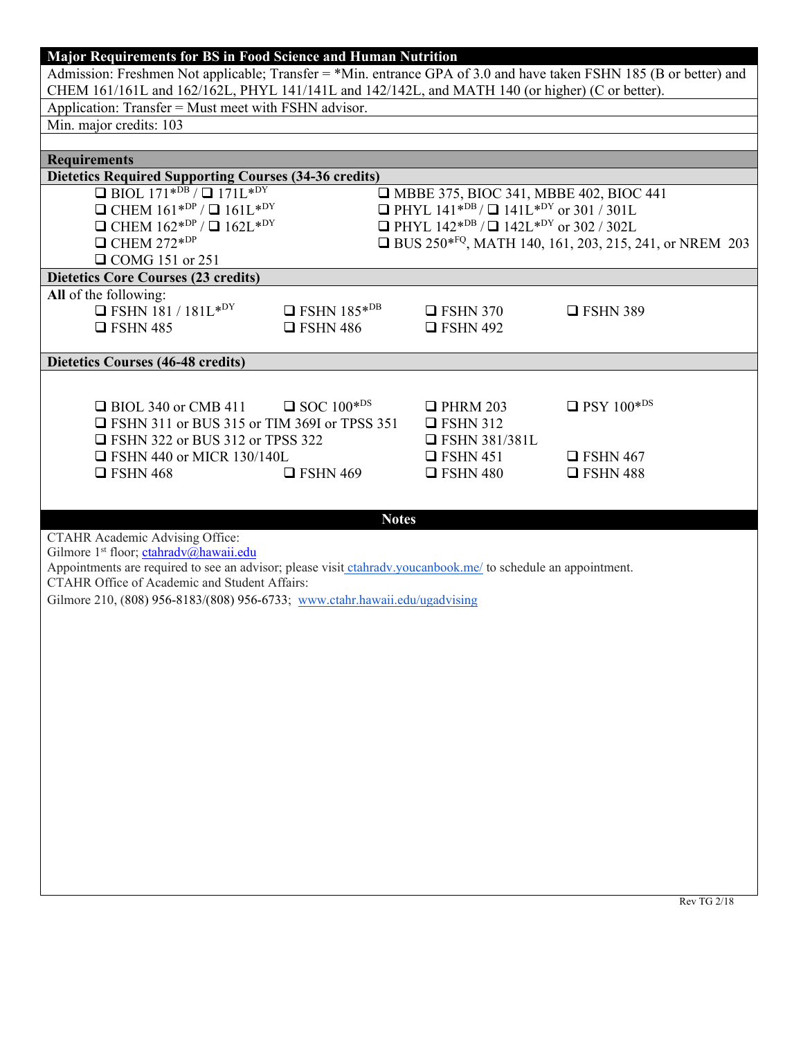## Major Requirements for BS in Food Science and Human Nutrition

Admission: Freshmen Not applicable; Transfer = *Min. entrance GPA of 3.0 and have taken FSHN 185 (B or better) and CHEM 161/161L and 162/162L, PHYL 141/141L and 142/142L, and MATH 140 (or higher) (C or better).

Application: Transfer = Must meet with FSHN advisor.

Min. major credits: 103

### Requirements

#### Dietetics Required Supporting Courses (34-36 credits)

- ❑ BIOL 171*DB / ❑ 171L*DY
- ❑ CHEM 161*DP / ❑ 161L*DY
- ❑ CHEM 162*DP / ❑ 162L*DY
- ❑ CHEM 272*DP
- ❑ COMG 151 or 251
- ❑ MBBE 375, BIOC 341, MBBE 402, BIOC 441
- ❑ PHYL 141*DB / ❑ 141L*DY or 301 / 301L
- ❑ PHYL 142*DB / ❑ 142L*DY or 302 / 302L
- ❑ BUS 250*FQ, MATH 140, 161, 203, 215, 241, or NREM 203

#### Dietetics Core Courses (23 credits)

**All** of the following:

- ❑ FSHN 181 / 181L*DY
- ❑ FSHN 185*DB
- ❑ FSHN 370
- ❑ FSHN 389
- ❑ FSHN 485
- ❑ FSHN 486
- ❑ FSHN 492

#### Dietetics Courses (46-48 credits)

- ❑ BIOL 340 or CMB 411
- ❑ SOC 100*DS
- ❑ PHRM 203
- ❑ PSY 100*DS
- ❑ FSHN 311 or BUS 315 or TIM 369I or TPSS 351
- ❑ FSHN 312
- ❑ FSHN 322 or BUS 312 or TPSS 322
- ❑ FSHN 381/381L
- ❑ FSHN 440 or MICR 130/140L
- ❑ FSHN 451
- ❑ FSHN 467
- ❑ FSHN 468
- ❑ FSHN 469
- ❑ FSHN 480
- ❑ FSHN 488

### Notes

CTAHR Academic Advising Office:
Gilmore 1st floor; ctahradv@hawaii.edu
Appointments are required to see an advisor; please visit ctahradv.youcanbook.me/ to schedule an appointment.
CTAHR Office of Academic and Student Affairs:
Gilmore 210, (808) 956-8183/(808) 956-6733; www.ctahr.hawaii.edu/ugadvising

Rev TG 2/18